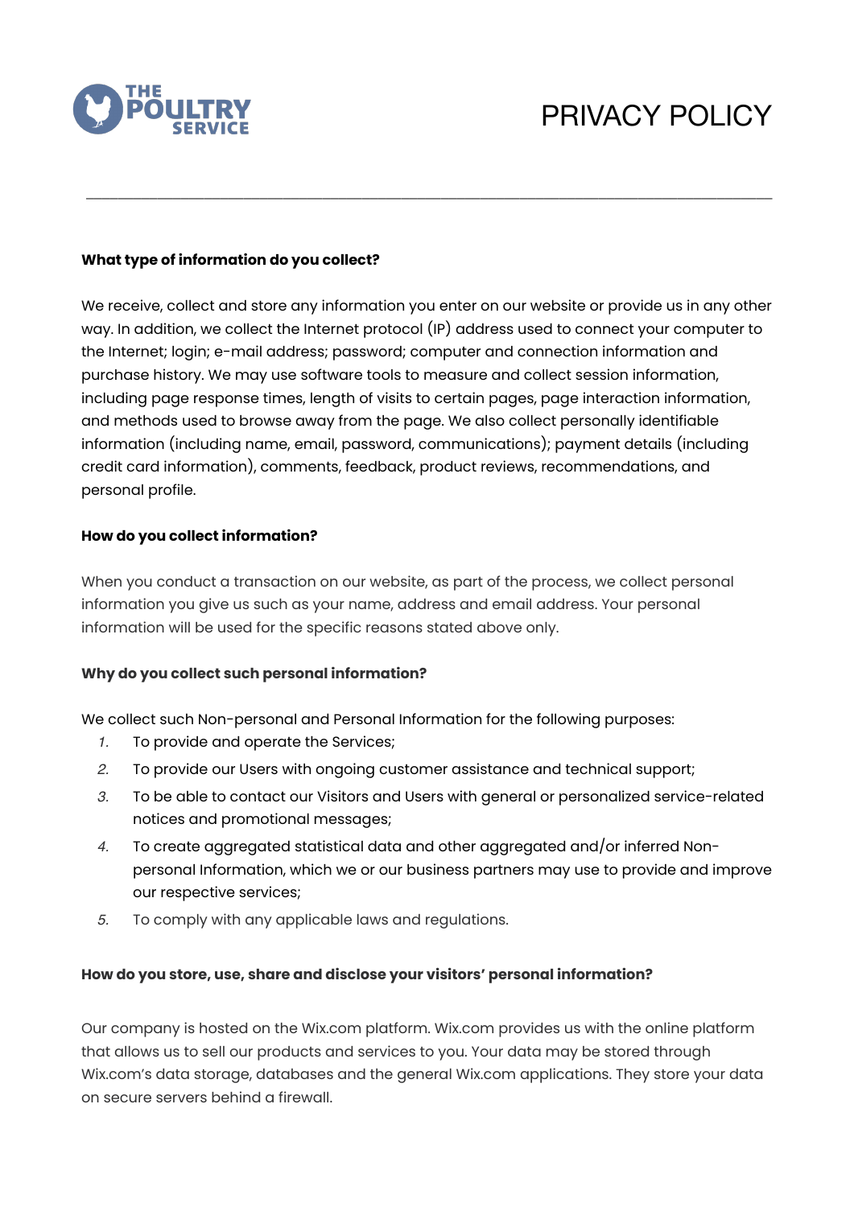THE POULTRY SERVICE

# PRIVACY POLICY

---

**What type of information do you collect?**

We receive, collect and store any information you enter on our website or provide us in any other way. In addition, we collect the Internet protocol (IP) address used to connect your computer to the Internet; login; e-mail address; password; computer and connection information and purchase history. We may use software tools to measure and collect session information, including page response times, length of visits to certain pages, page interaction information, and methods used to browse away from the page. We also collect personally identifiable information (including name, email, password, communications); payment details (including credit card information), comments, feedback, product reviews, recommendations, and personal profile.

**How do you collect information?**

When you conduct a transaction on our website, as part of the process, we collect personal information you give us such as your name, address and email address. Your personal information will be used for the specific reasons stated above only.

**Why do you collect such personal information?**

We collect such Non-personal and Personal Information for the following purposes:

1. To provide and operate the Services;
2. To provide our Users with ongoing customer assistance and technical support;
3. To be able to contact our Visitors and Users with general or personalized service-related notices and promotional messages;
4. To create aggregated statistical data and other aggregated and/or inferred Non-personal Information, which we or our business partners may use to provide and improve our respective services;
5. To comply with any applicable laws and regulations.

**How do you store, use, share and disclose your visitors' personal information?**

Our company is hosted on the Wix.com platform. Wix.com provides us with the online platform that allows us to sell our products and services to you. Your data may be stored through Wix.com's data storage, databases and the general Wix.com applications. They store your data on secure servers behind a firewall.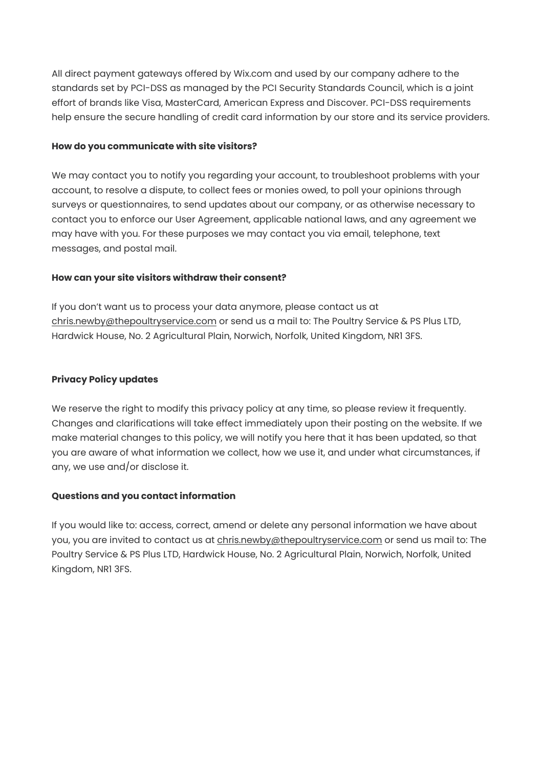All direct payment gateways offered by Wix.com and used by our company adhere to the standards set by PCI-DSS as managed by the PCI Security Standards Council, which is a joint effort of brands like Visa, MasterCard, American Express and Discover. PCI-DSS requirements help ensure the secure handling of credit card information by our store and its service providers.

**How do you communicate with site visitors?**

We may contact you to notify you regarding your account, to troubleshoot problems with your account, to resolve a dispute, to collect fees or monies owed, to poll your opinions through surveys or questionnaires, to send updates about our company, or as otherwise necessary to contact you to enforce our User Agreement, applicable national laws, and any agreement we may have with you. For these purposes we may contact you via email, telephone, text messages, and postal mail.

**How can your site visitors withdraw their consent?**

If you don't want us to process your data anymore, please contact us at chris.newby@thepoultryservice.com or send us a mail to: The Poultry Service & PS Plus LTD, Hardwick House, No. 2 Agricultural Plain, Norwich, Norfolk, United Kingdom, NR1 3FS.

**Privacy Policy updates**

We reserve the right to modify this privacy policy at any time, so please review it frequently. Changes and clarifications will take effect immediately upon their posting on the website. If we make material changes to this policy, we will notify you here that it has been updated, so that you are aware of what information we collect, how we use it, and under what circumstances, if any, we use and/or disclose it.

**Questions and you contact information**

If you would like to: access, correct, amend or delete any personal information we have about you, you are invited to contact us at chris.newby@thepoultryservice.com or send us mail to: The Poultry Service & PS Plus LTD, Hardwick House, No. 2 Agricultural Plain, Norwich, Norfolk, United Kingdom, NR1 3FS.